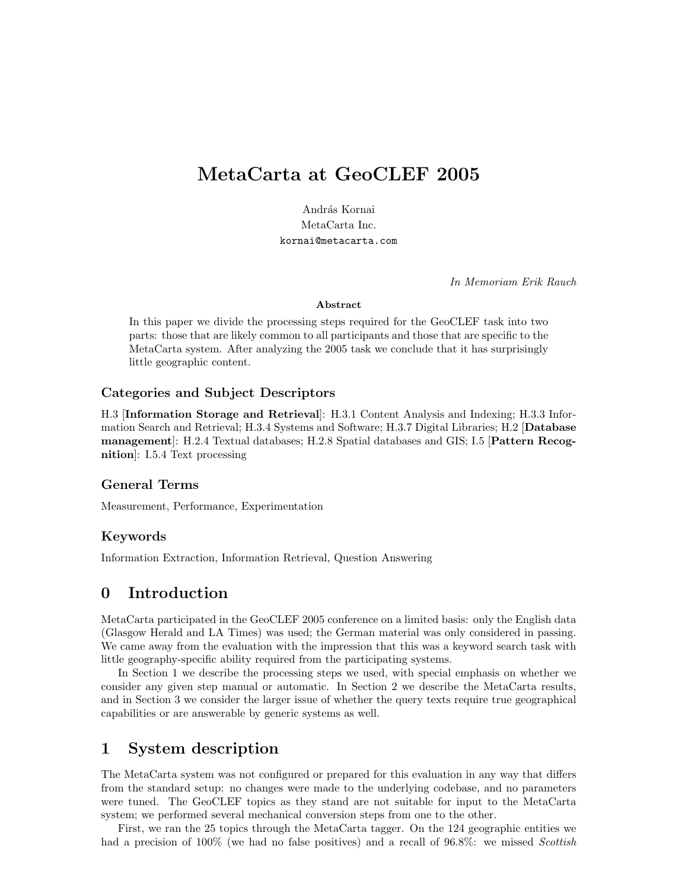# MetaCarta at GeoCLEF 2005

András Kornai
MetaCarta Inc.
kornai@metacarta.com

*In Memoriam Erik Rauch*

**Abstract**

In this paper we divide the processing steps required for the GeoCLEF task into two parts: those that are likely common to all participants and those that are specific to the MetaCarta system. After analyzing the 2005 task we conclude that it has surprisingly little geographic content.

### Categories and Subject Descriptors

H.3 [**Information Storage and Retrieval**]: H.3.1 Content Analysis and Indexing; H.3.3 Information Search and Retrieval; H.3.4 Systems and Software; H.3.7 Digital Libraries; H.2 [**Database management**]: H.2.4 Textual databases; H.2.8 Spatial databases and GIS; I.5 [**Pattern Recognition**]: I.5.4 Text processing

### General Terms

Measurement, Performance, Experimentation

### Keywords

Information Extraction, Information Retrieval, Question Answering

## 0 Introduction

MetaCarta participated in the GeoCLEF 2005 conference on a limited basis: only the English data (Glasgow Herald and LA Times) was used; the German material was only considered in passing. We came away from the evaluation with the impression that this was a keyword search task with little geography-specific ability required from the participating systems.

In Section 1 we describe the processing steps we used, with special emphasis on whether we consider any given step manual or automatic. In Section 2 we describe the MetaCarta results, and in Section 3 we consider the larger issue of whether the query texts require true geographical capabilities or are answerable by generic systems as well.

## 1 System description

The MetaCarta system was not configured or prepared for this evaluation in any way that differs from the standard setup: no changes were made to the underlying codebase, and no parameters were tuned. The GeoCLEF topics as they stand are not suitable for input to the MetaCarta system; we performed several mechanical conversion steps from one to the other.

First, we ran the 25 topics through the MetaCarta tagger. On the 124 geographic entities we had a precision of 100% (we had no false positives) and a recall of 96.8%: we missed *Scottish*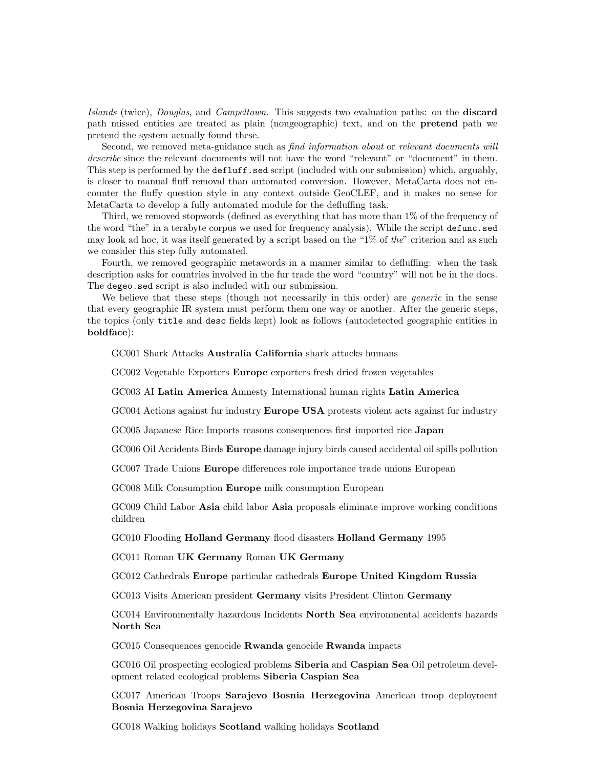*Islands* (twice), *Douglas*, and *Campeltown*. This suggests two evaluation paths: on the **discard** path missed entities are treated as plain (nongeographic) text, and on the **pretend** path we pretend the system actually found these.

Second, we removed meta-guidance such as *find information about* or *relevant documents will describe* since the relevant documents will not have the word "relevant" or "document" in them. This step is performed by the `defluff.sed` script (included with our submission) which, arguably, is closer to manual fluff removal than automated conversion. However, MetaCarta does not encounter the fluffy question style in any context outside GeoCLEF, and it makes no sense for MetaCarta to develop a fully automated module for the defluffing task.

Third, we removed stopwords (defined as everything that has more than 1% of the frequency of the word "the" in a terabyte corpus we used for frequency analysis). While the script `defunc.sed` may look ad hoc, it was itself generated by a script based on the "1% of *the*" criterion and as such we consider this step fully automated.

Fourth, we removed geographic metawords in a manner similar to defluffing: when the task description asks for countries involved in the fur trade the word "country" will not be in the docs. The `degeo.sed` script is also included with our submission.

We believe that these steps (though not necessarily in this order) are *generic* in the sense that every geographic IR system must perform them one way or another. After the generic steps, the topics (only `title` and `desc` fields kept) look as follows (autodetected geographic entities in **boldface**):

GC001 Shark Attacks **Australia California** shark attacks humans

GC002 Vegetable Exporters **Europe** exporters fresh dried frozen vegetables

GC003 AI **Latin America** Amnesty International human rights **Latin America**

GC004 Actions against fur industry **Europe USA** protests violent acts against fur industry

GC005 Japanese Rice Imports reasons consequences first imported rice **Japan**

GC006 Oil Accidents Birds **Europe** damage injury birds caused accidental oil spills pollution

GC007 Trade Unions **Europe** differences role importance trade unions European

GC008 Milk Consumption **Europe** milk consumption European

GC009 Child Labor **Asia** child labor **Asia** proposals eliminate improve working conditions children

GC010 Flooding **Holland Germany** flood disasters **Holland Germany** 1995

GC011 Roman **UK Germany** Roman **UK Germany**

GC012 Cathedrals **Europe** particular cathedrals **Europe United Kingdom Russia**

GC013 Visits American president **Germany** visits President Clinton **Germany**

GC014 Environmentally hazardous Incidents **North Sea** environmental accidents hazards **North Sea**

GC015 Consequences genocide **Rwanda** genocide **Rwanda** impacts

GC016 Oil prospecting ecological problems **Siberia** and **Caspian Sea** Oil petroleum development related ecological problems **Siberia Caspian Sea**

GC017 American Troops **Sarajevo Bosnia Herzegovina** American troop deployment **Bosnia Herzegovina Sarajevo**

GC018 Walking holidays **Scotland** walking holidays **Scotland**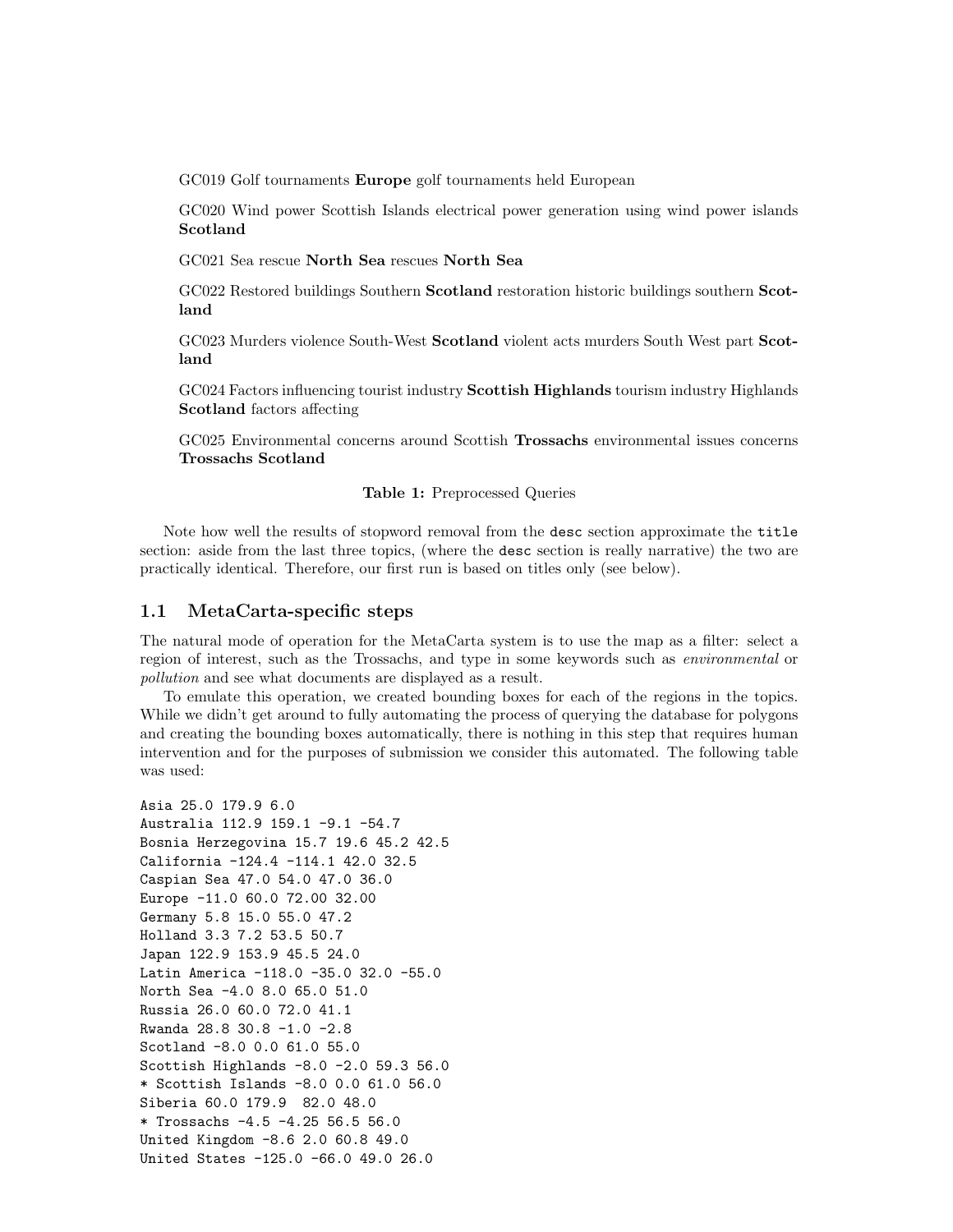GC019 Golf tournaments **Europe** golf tournaments held European

GC020 Wind power Scottish Islands electrical power generation using wind power islands **Scotland**

GC021 Sea rescue **North Sea** rescues **North Sea**

GC022 Restored buildings Southern **Scotland** restoration historic buildings southern **Scotland**

GC023 Murders violence South-West **Scotland** violent acts murders South West part **Scotland**

GC024 Factors influencing tourist industry **Scottish Highlands** tourism industry Highlands **Scotland** factors affecting

GC025 Environmental concerns around Scottish **Trossachs** environmental issues concerns **Trossachs Scotland**

**Table 1:** Preprocessed Queries

Note how well the results of stopword removal from the `desc` section approximate the `title` section: aside from the last three topics, (where the `desc` section is really narrative) the two are practically identical. Therefore, our first run is based on titles only (see below).

## 1.1 MetaCarta-specific steps

The natural mode of operation for the MetaCarta system is to use the map as a filter: select a region of interest, such as the Trossachs, and type in some keywords such as *environmental* or *pollution* and see what documents are displayed as a result.

To emulate this operation, we created bounding boxes for each of the regions in the topics. While we didn't get around to fully automating the process of querying the database for polygons and creating the bounding boxes automatically, there is nothing in this step that requires human intervention and for the purposes of submission we consider this automated. The following table was used:

```
Asia 25.0 179.9 6.0
Australia 112.9 159.1 -9.1 -54.7
Bosnia Herzegovina 15.7 19.6 45.2 42.5
California -124.4 -114.1 42.0 32.5
Caspian Sea 47.0 54.0 47.0 36.0
Europe -11.0 60.0 72.00 32.00
Germany 5.8 15.0 55.0 47.2
Holland 3.3 7.2 53.5 50.7
Japan 122.9 153.9 45.5 24.0
Latin America -118.0 -35.0 32.0 -55.0
North Sea -4.0 8.0 65.0 51.0
Russia 26.0 60.0 72.0 41.1
Rwanda 28.8 30.8 -1.0 -2.8
Scotland -8.0 0.0 61.0 55.0
Scottish Highlands -8.0 -2.0 59.3 56.0
* Scottish Islands -8.0 0.0 61.0 56.0
Siberia 60.0 179.9  82.0 48.0
* Trossachs -4.5 -4.25 56.5 56.0
United Kingdom -8.6 2.0 60.8 49.0
United States -125.0 -66.0 49.0 26.0
```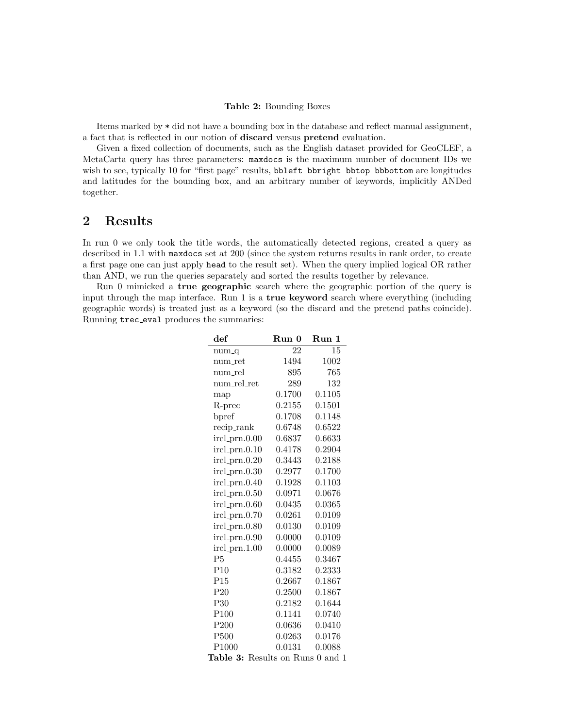**Table 2:** Bounding Boxes

Items marked by * did not have a bounding box in the database and reflect manual assignment, a fact that is reflected in our notion of **discard** versus **pretend** evaluation.

Given a fixed collection of documents, such as the English dataset provided for GeoCLEF, a MetaCarta query has three parameters: `maxdocs` is the maximum number of document IDs we wish to see, typically 10 for "first page" results, `bbleft bbright bbtop bbbottom` are longitudes and latitudes for the bounding box, and an arbitrary number of keywords, implicitly ANDed together.

## 2 Results

In run 0 we only took the title words, the automatically detected regions, created a query as described in 1.1 with `maxdocs` set at 200 (since the system returns results in rank order, to create a first page one can just apply `head` to the result set). When the query implied logical OR rather than AND, we run the queries separately and sorted the results together by relevance.

Run 0 mimicked a **true geographic** search where the geographic portion of the query is input through the map interface. Run 1 is a **true keyword** search where everything (including geographic words) is treated just as a keyword (so the discard and the pretend paths coincide). Running `trec_eval` produces the summaries:

| def | Run 0 | Run 1 |
|---|---|---|
| num_q | 22 | 15 |
| num_ret | 1494 | 1002 |
| num_rel | 895 | 765 |
| num_rel_ret | 289 | 132 |
| map | 0.1700 | 0.1105 |
| R-prec | 0.2155 | 0.1501 |
| bpref | 0.1708 | 0.1148 |
| recip_rank | 0.6748 | 0.6522 |
| ircl_prn.0.00 | 0.6837 | 0.6633 |
| ircl_prn.0.10 | 0.4178 | 0.2904 |
| ircl_prn.0.20 | 0.3443 | 0.2188 |
| ircl_prn.0.30 | 0.2977 | 0.1700 |
| ircl_prn.0.40 | 0.1928 | 0.1103 |
| ircl_prn.0.50 | 0.0971 | 0.0676 |
| ircl_prn.0.60 | 0.0435 | 0.0365 |
| ircl_prn.0.70 | 0.0261 | 0.0109 |
| ircl_prn.0.80 | 0.0130 | 0.0109 |
| ircl_prn.0.90 | 0.0000 | 0.0109 |
| ircl_prn.1.00 | 0.0000 | 0.0089 |
| P5 | 0.4455 | 0.3467 |
| P10 | 0.3182 | 0.2333 |
| P15 | 0.2667 | 0.1867 |
| P20 | 0.2500 | 0.1867 |
| P30 | 0.2182 | 0.1644 |
| P100 | 0.1141 | 0.0740 |
| P200 | 0.0636 | 0.0410 |
| P500 | 0.0263 | 0.0176 |
| P1000 | 0.0131 | 0.0088 |

**Table 3:** Results on Runs 0 and 1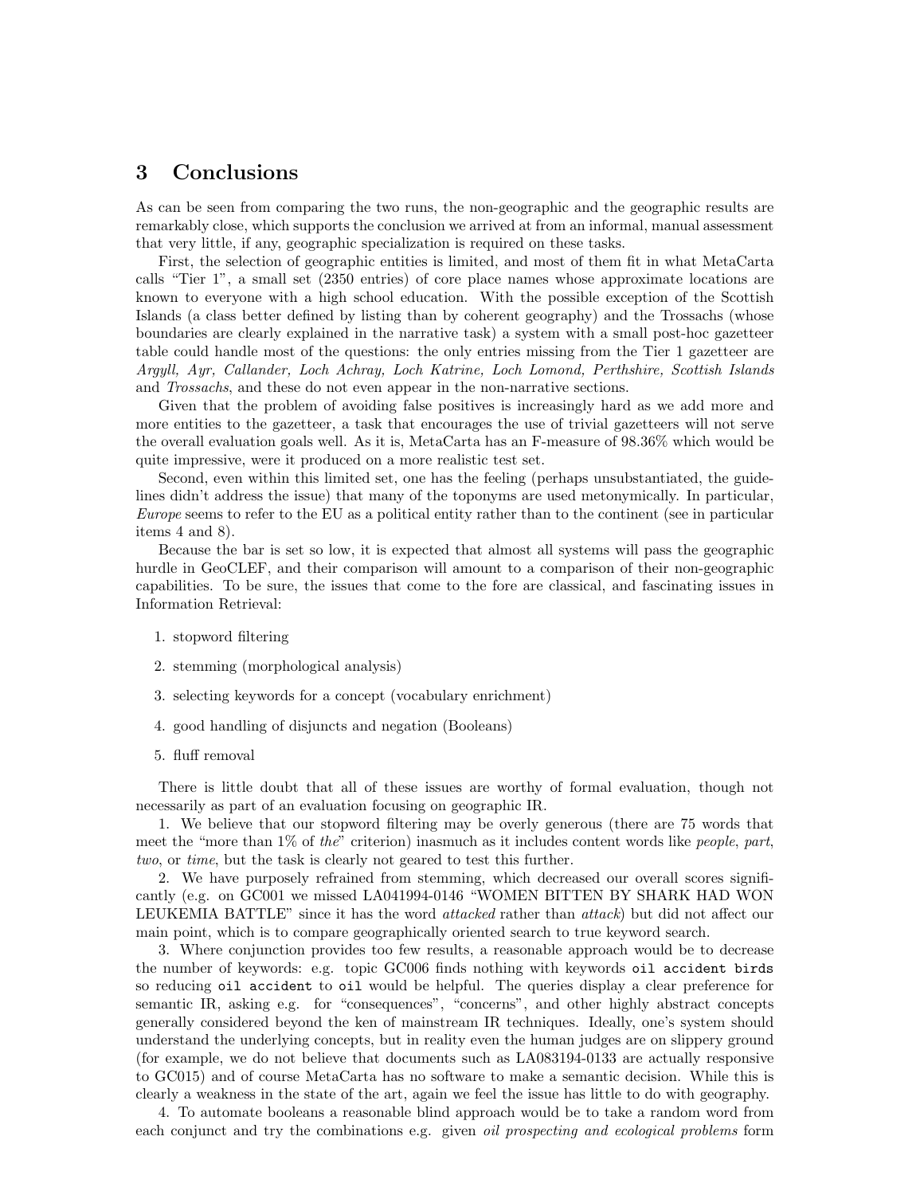# 3 Conclusions

As can be seen from comparing the two runs, the non-geographic and the geographic results are remarkably close, which supports the conclusion we arrived at from an informal, manual assessment that very little, if any, geographic specialization is required on these tasks.

First, the selection of geographic entities is limited, and most of them fit in what MetaCarta calls "Tier 1", a small set (2350 entries) of core place names whose approximate locations are known to everyone with a high school education. With the possible exception of the Scottish Islands (a class better defined by listing than by coherent geography) and the Trossachs (whose boundaries are clearly explained in the narrative task) a system with a small post-hoc gazetteer table could handle most of the questions: the only entries missing from the Tier 1 gazetteer are *Argyll, Ayr, Callander, Loch Achray, Loch Katrine, Loch Lomond, Perthshire, Scottish Islands* and *Trossachs*, and these do not even appear in the non-narrative sections.

Given that the problem of avoiding false positives is increasingly hard as we add more and more entities to the gazetteer, a task that encourages the use of trivial gazetteers will not serve the overall evaluation goals well. As it is, MetaCarta has an F-measure of 98.36% which would be quite impressive, were it produced on a more realistic test set.

Second, even within this limited set, one has the feeling (perhaps unsubstantiated, the guidelines didn't address the issue) that many of the toponyms are used metonymically. In particular, *Europe* seems to refer to the EU as a political entity rather than to the continent (see in particular items 4 and 8).

Because the bar is set so low, it is expected that almost all systems will pass the geographic hurdle in GeoCLEF, and their comparison will amount to a comparison of their non-geographic capabilities. To be sure, the issues that come to the fore are classical, and fascinating issues in Information Retrieval:

1. stopword filtering
2. stemming (morphological analysis)
3. selecting keywords for a concept (vocabulary enrichment)
4. good handling of disjuncts and negation (Booleans)
5. fluff removal

There is little doubt that all of these issues are worthy of formal evaluation, though not necessarily as part of an evaluation focusing on geographic IR.

1. We believe that our stopword filtering may be overly generous (there are 75 words that meet the "more than 1% of *the*" criterion) inasmuch as it includes content words like *people, part, two*, or *time*, but the task is clearly not geared to test this further.

2. We have purposely refrained from stemming, which decreased our overall scores significantly (e.g. on GC001 we missed LA041994-0146 "WOMEN BITTEN BY SHARK HAD WON LEUKEMIA BATTLE" since it has the word *attacked* rather than *attack*) but did not affect our main point, which is to compare geographically oriented search to true keyword search.

3. Where conjunction provides too few results, a reasonable approach would be to decrease the number of keywords: e.g. topic GC006 finds nothing with keywords `oil accident birds` so reducing `oil accident` to `oil` would be helpful. The queries display a clear preference for semantic IR, asking e.g. for "consequences", "concerns", and other highly abstract concepts generally considered beyond the ken of mainstream IR techniques. Ideally, one's system should understand the underlying concepts, but in reality even the human judges are on slippery ground (for example, we do not believe that documents such as LA083194-0133 are actually responsive to GC015) and of course MetaCarta has no software to make a semantic decision. While this is clearly a weakness in the state of the art, again we feel the issue has little to do with geography.

4. To automate booleans a reasonable blind approach would be to take a random word from each conjunct and try the combinations e.g. given *oil prospecting and ecological problems* form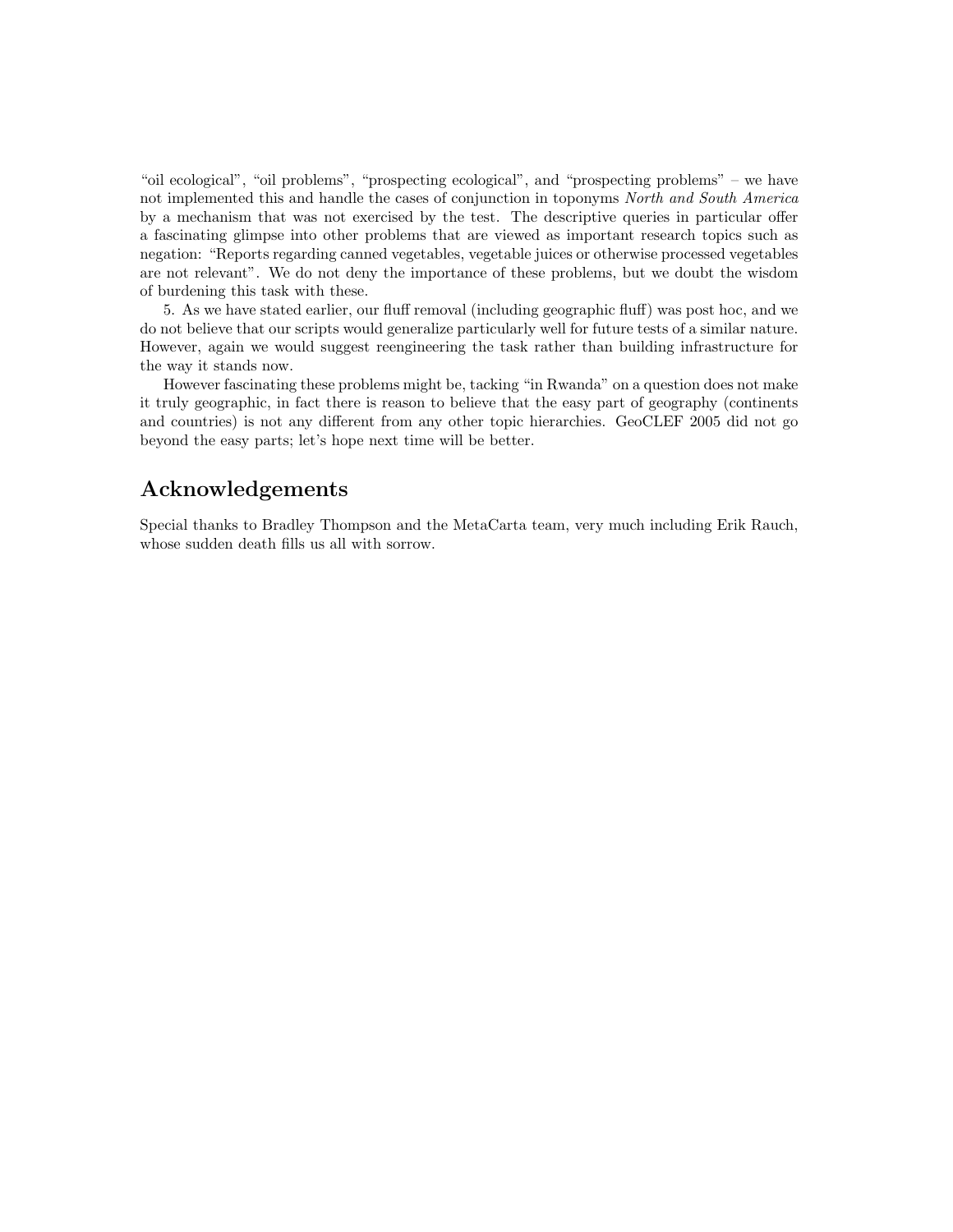"oil ecological", "oil problems", "prospecting ecological", and "prospecting problems" – we have not implemented this and handle the cases of conjunction in toponyms *North and South America* by a mechanism that was not exercised by the test. The descriptive queries in particular offer a fascinating glimpse into other problems that are viewed as important research topics such as negation: "Reports regarding canned vegetables, vegetable juices or otherwise processed vegetables are not relevant". We do not deny the importance of these problems, but we doubt the wisdom of burdening this task with these.

5. As we have stated earlier, our fluff removal (including geographic fluff) was post hoc, and we do not believe that our scripts would generalize particularly well for future tests of a similar nature. However, again we would suggest reengineering the task rather than building infrastructure for the way it stands now.

However fascinating these problems might be, tacking "in Rwanda" on a question does not make it truly geographic, in fact there is reason to believe that the easy part of geography (continents and countries) is not any different from any other topic hierarchies. GeoCLEF 2005 did not go beyond the easy parts; let's hope next time will be better.

## Acknowledgements

Special thanks to Bradley Thompson and the MetaCarta team, very much including Erik Rauch, whose sudden death fills us all with sorrow.